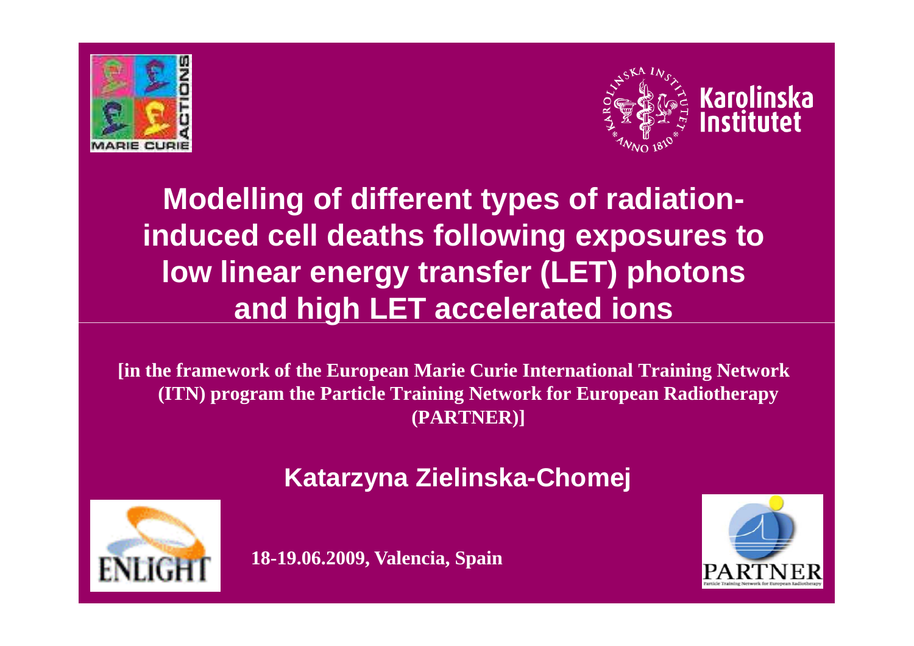# Modelling of different types of radiation-induced cell deaths following exposures to low linear energy transfer (LET) photons and high LET accelerated ions

**[in the framework of the European Marie Curie International Training Network (ITN) program the Particle Training Network for European Radiotherapy (PARTNER)]**

**Katarzyna Zielinska-Chomej**

**18-19.06.2009, Valencia, Spain**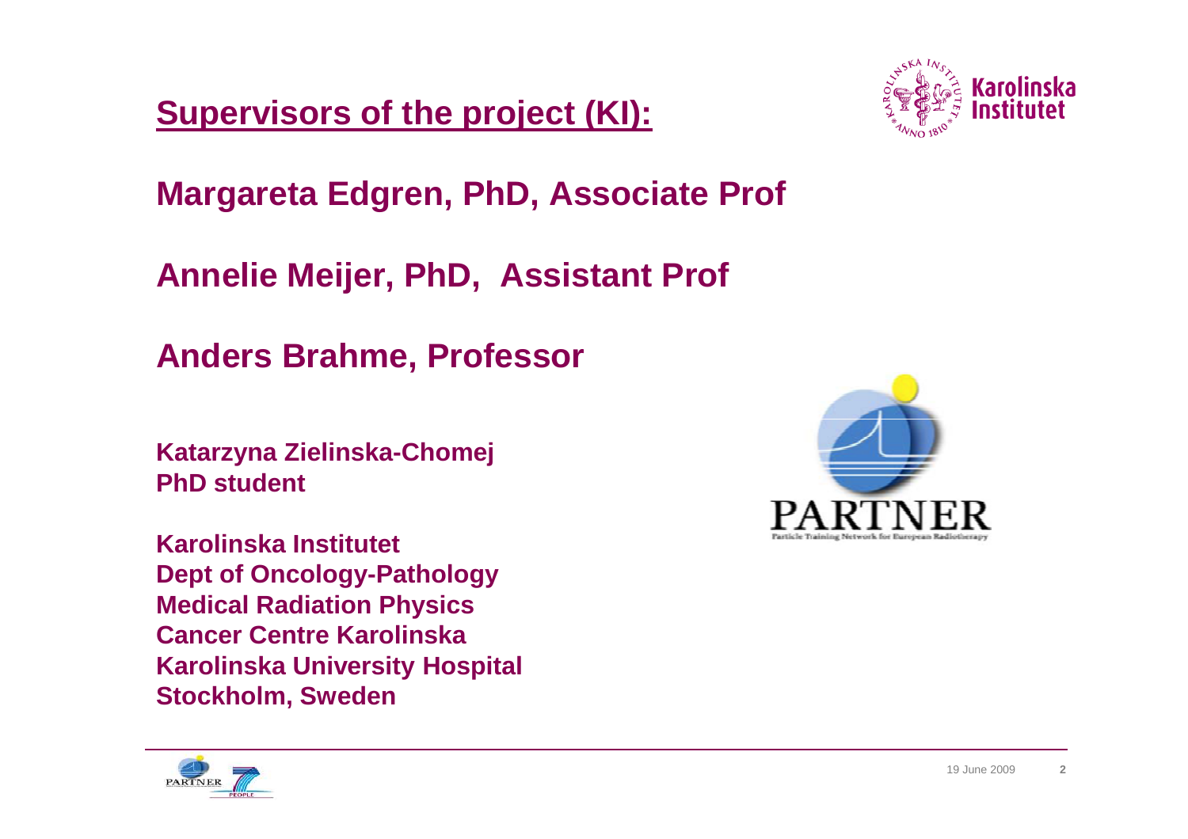## Supervisors of the project (KI):

**Margareta Edgren, PhD, Associate Prof**

**Annelie Meijer, PhD, Assistant Prof**

**Anders Brahme, Professor**

**Katarzyna Zielinska-Chomej**
**PhD student**

**Karolinska Institutet**
**Dept of Oncology-Pathology**
**Medical Radiation Physics**
**Cancer Centre Karolinska**
**Karolinska University Hospital**
**Stockholm, Sweden**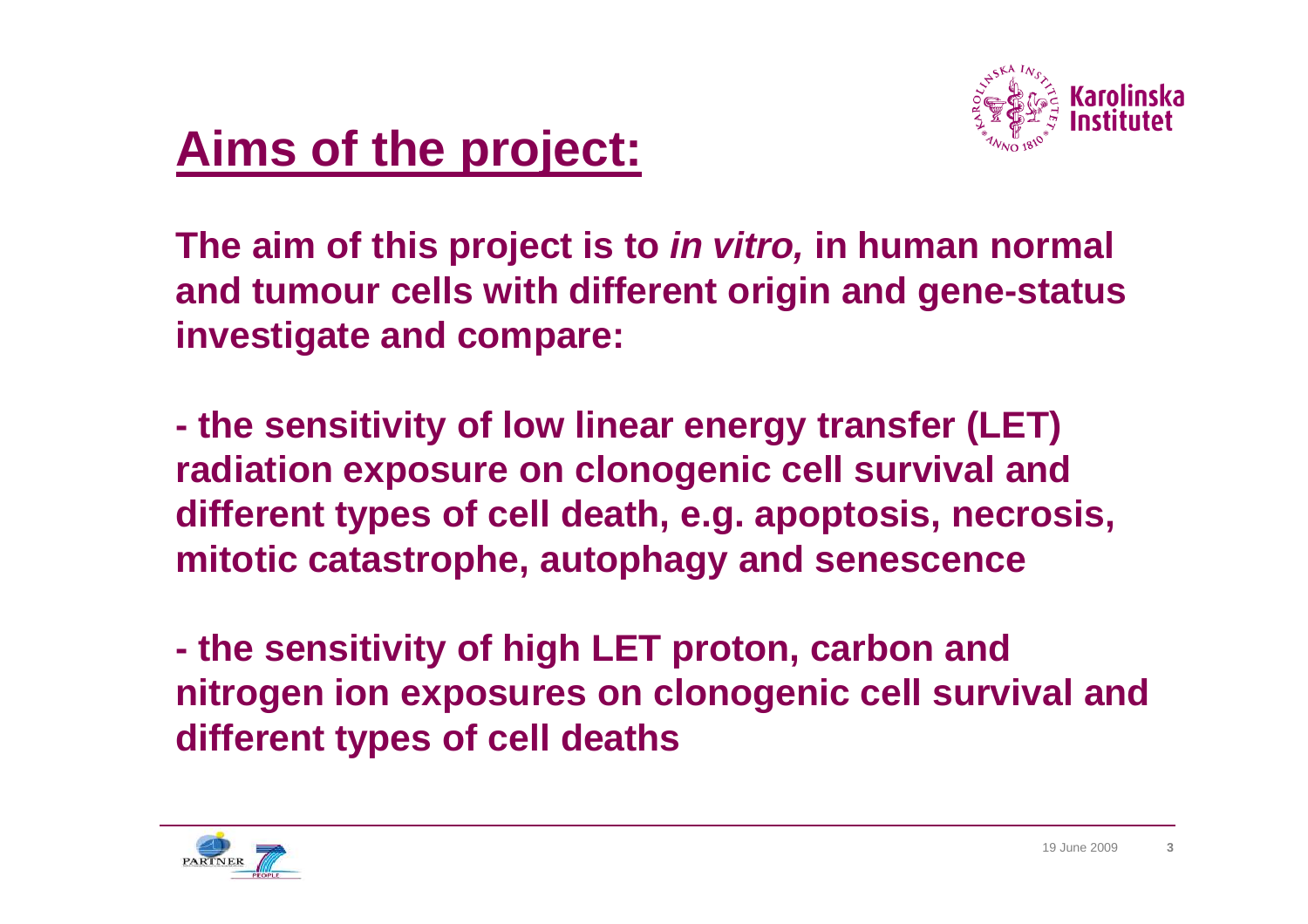# Aims of the project:

**The aim of this project is to *in vitro,* in human normal and tumour cells with different origin and gene-status investigate and compare:**

**- the sensitivity of low linear energy transfer (LET) radiation exposure on clonogenic cell survival and different types of cell death, e.g. apoptosis, necrosis, mitotic catastrophe, autophagy and senescence**

**- the sensitivity of high LET proton, carbon and nitrogen ion exposures on clonogenic cell survival and different types of cell deaths**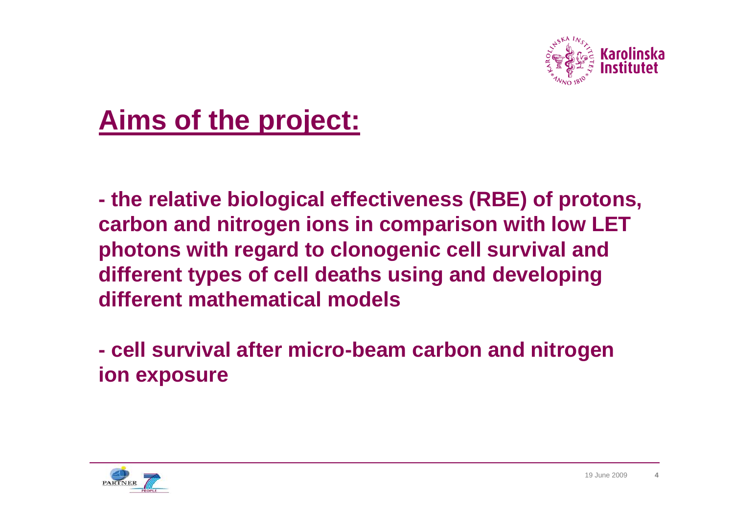# Aims of the project:

**- the relative biological effectiveness (RBE) of protons, carbon and nitrogen ions in comparison with low LET photons with regard to clonogenic cell survival and different types of cell deaths using and developing different mathematical models**

**- cell survival after micro-beam carbon and nitrogen ion exposure**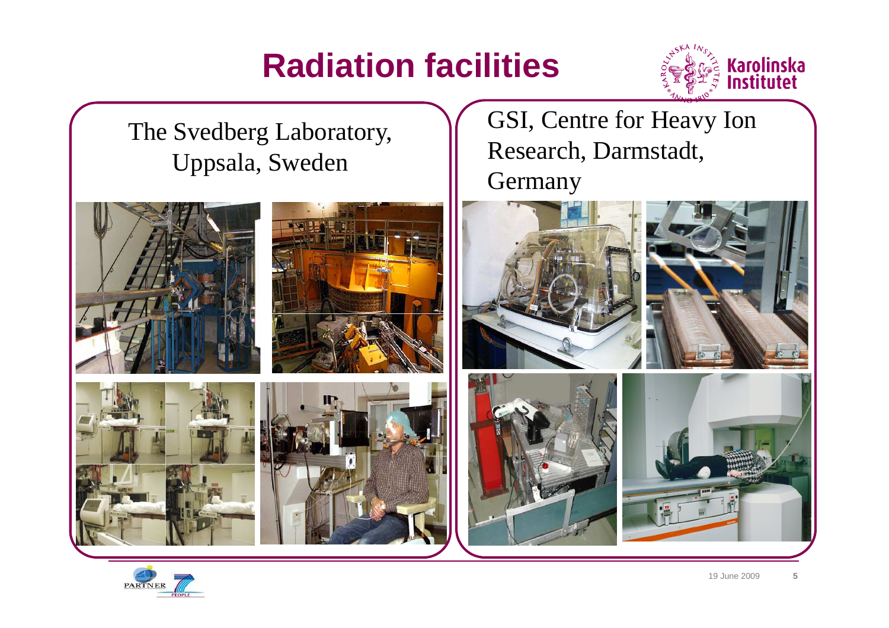# Radiation facilities

The Svedberg Laboratory, Uppsala, Sweden

GSI, Centre for Heavy Ion Research, Darmstadt, Germany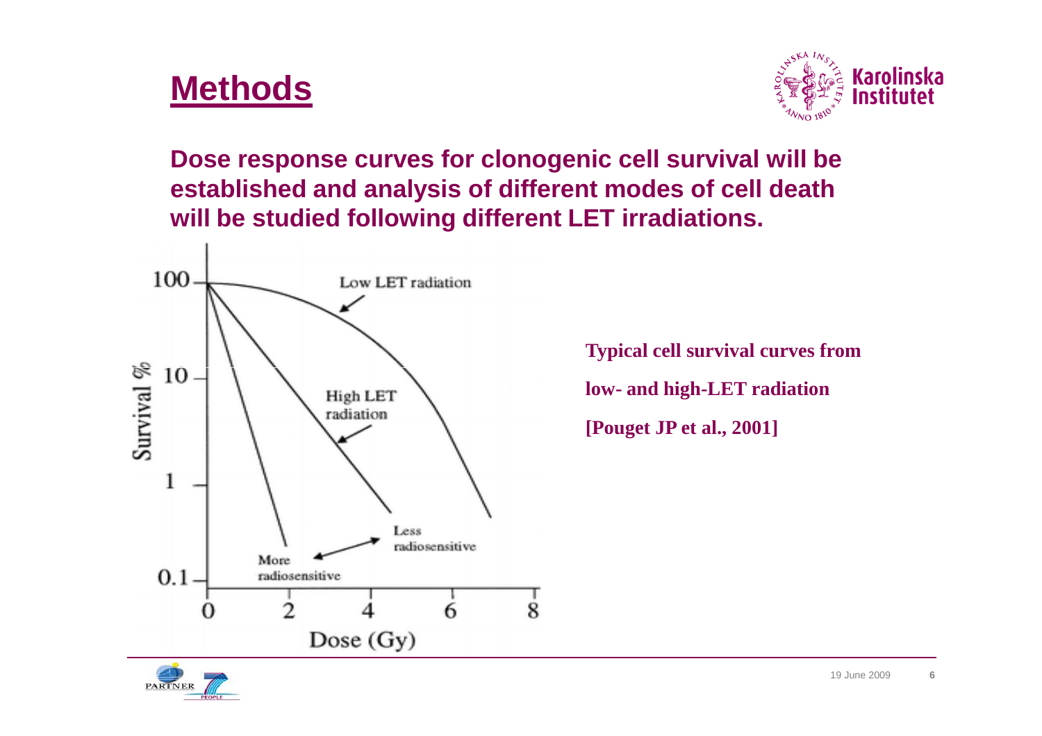# Methods

**Dose response curves for clonogenic cell survival will be established and analysis of different modes of cell death will be studied following different LET irradiations.**

**Typical cell survival curves from low- and high-LET radiation [Pouget JP et al., 2001]**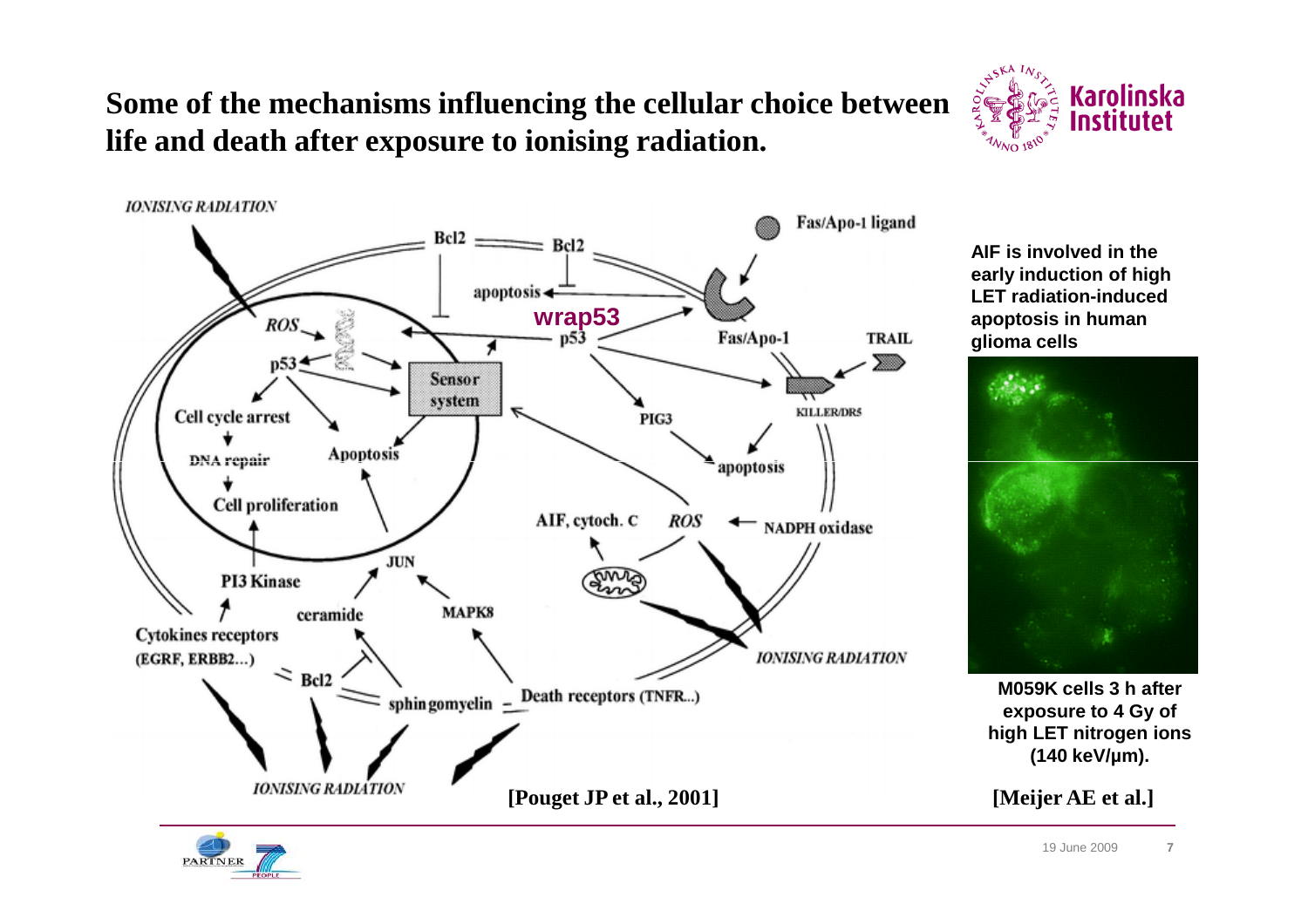# Some of the mechanisms influencing the cellular choice between life and death after exposure to ionising radiation.

IONISING RADIATION

Bcl2 — Bcl2

apoptosis

wrap53

p53

Fas/Apo-1 ligand

Fas/Apo-1

TRAIL

ROS

p53

Sensor system

Cell cycle arrest

DNA repair

Cell proliferation

Apoptosis

PIG3

KILLER/DR5

apoptosis

AIF, cytoch. C

ROS

NADPH oxidase

JUN

PI3 Kinase

ceramide

MAPK8

Cytokines receptors (EGRF, ERBB2...)

Bcl2

sphingomyelin

Death receptors (TNFR...)

IONISING RADIATION

IONISING RADIATION

[Pouget JP et al., 2001]

**AIF is involved in the early induction of high LET radiation-induced apoptosis in human glioma cells**

**M059K cells 3 h after exposure to 4 Gy of high LET nitrogen ions (140 keV/µm).**

[Meijer AE et al.]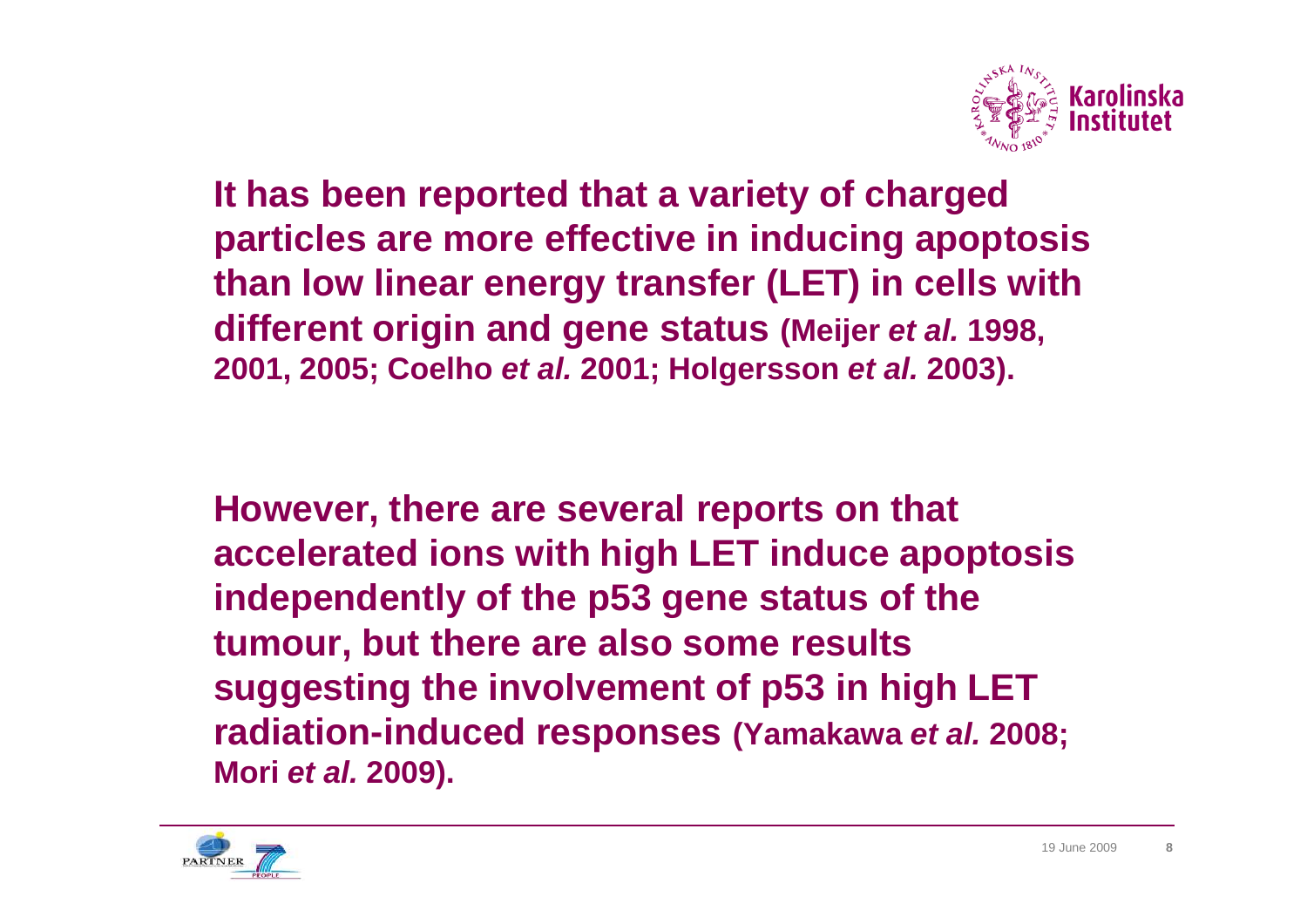**It has been reported that a variety of charged particles are more effective in inducing apoptosis than low linear energy transfer (LET) in cells with different origin and gene status (Meijer *et al.* 1998, 2001, 2005; Coelho *et al.* 2001; Holgersson *et al.* 2003).**

**However, there are several reports on that accelerated ions with high LET induce apoptosis independently of the p53 gene status of the tumour, but there are also some results suggesting the involvement of p53 in high LET radiation-induced responses (Yamakawa *et al.* 2008; Mori *et al.* 2009).**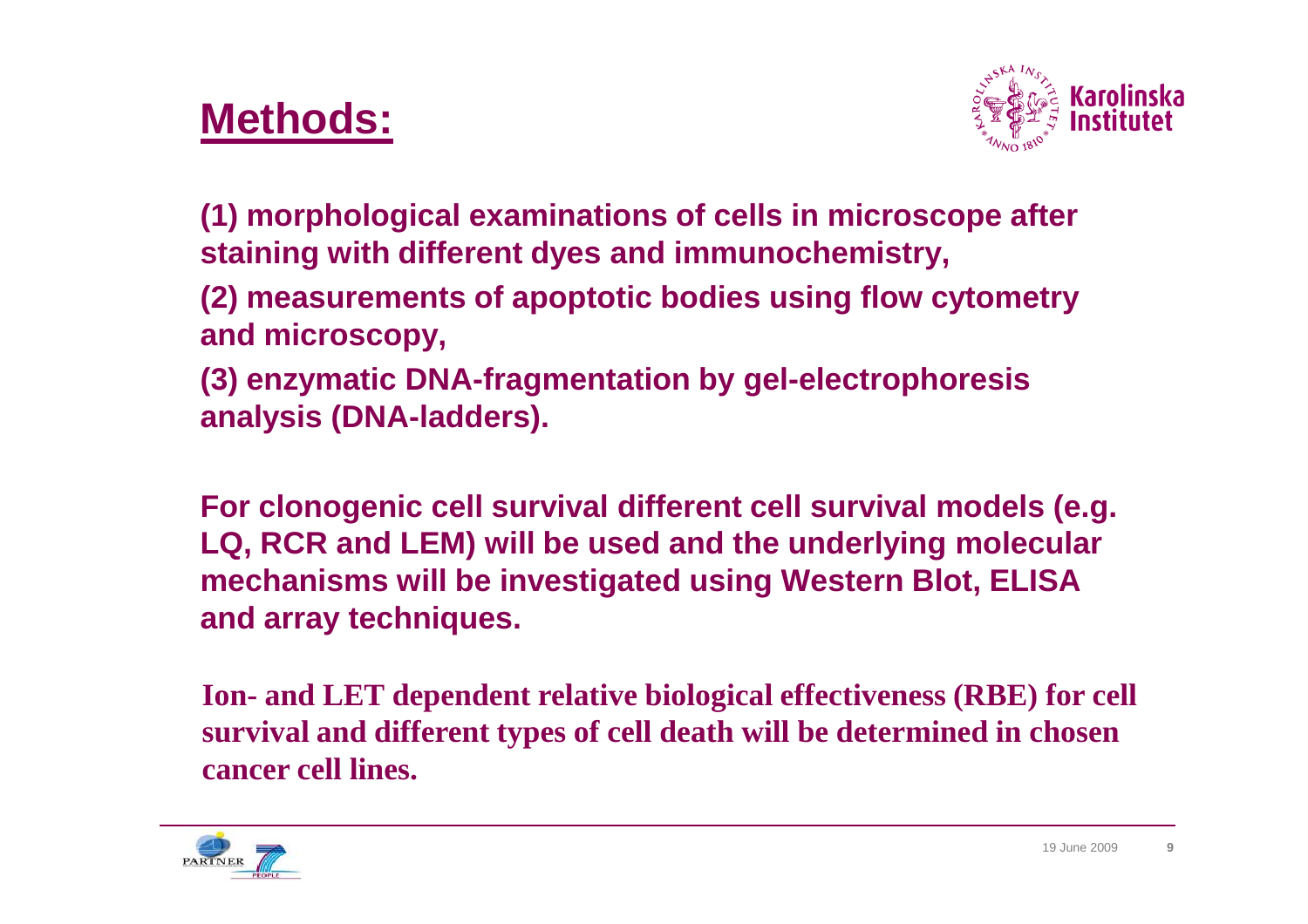## Methods:

**(1) morphological examinations of cells in microscope after staining with different dyes and immunochemistry,**

**(2) measurements of apoptotic bodies using flow cytometry and microscopy,**

**(3) enzymatic DNA-fragmentation by gel-electrophoresis analysis (DNA-ladders).**

**For clonogenic cell survival different cell survival models (e.g. LQ, RCR and LEM) will be used and the underlying molecular mechanisms will be investigated using Western Blot, ELISA and array techniques.**

**Ion- and LET dependent relative biological effectiveness (RBE) for cell survival and different types of cell death will be determined in chosen cancer cell lines.**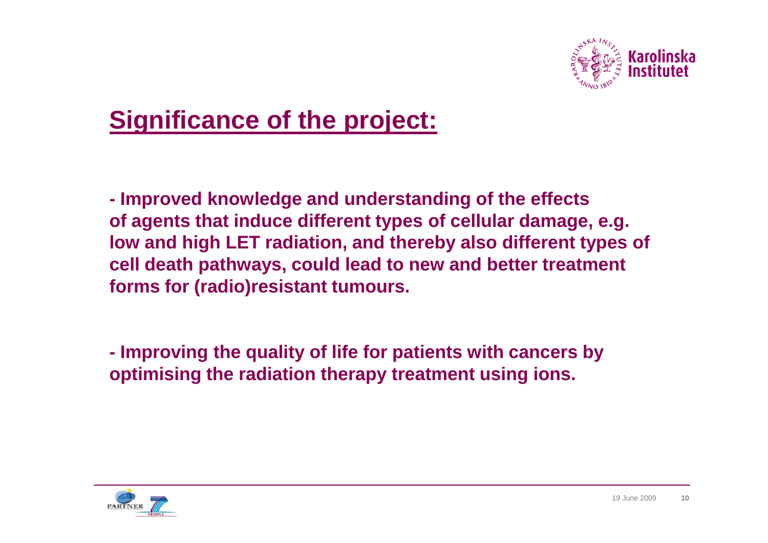# Significance of the project:

**- Improved knowledge and understanding of the effects of agents that induce different types of cellular damage, e.g. low and high LET radiation, and thereby also different types of cell death pathways, could lead to new and better treatment forms for (radio)resistant tumours.**

**- Improving the quality of life for patients with cancers by optimising the radiation therapy treatment using ions.**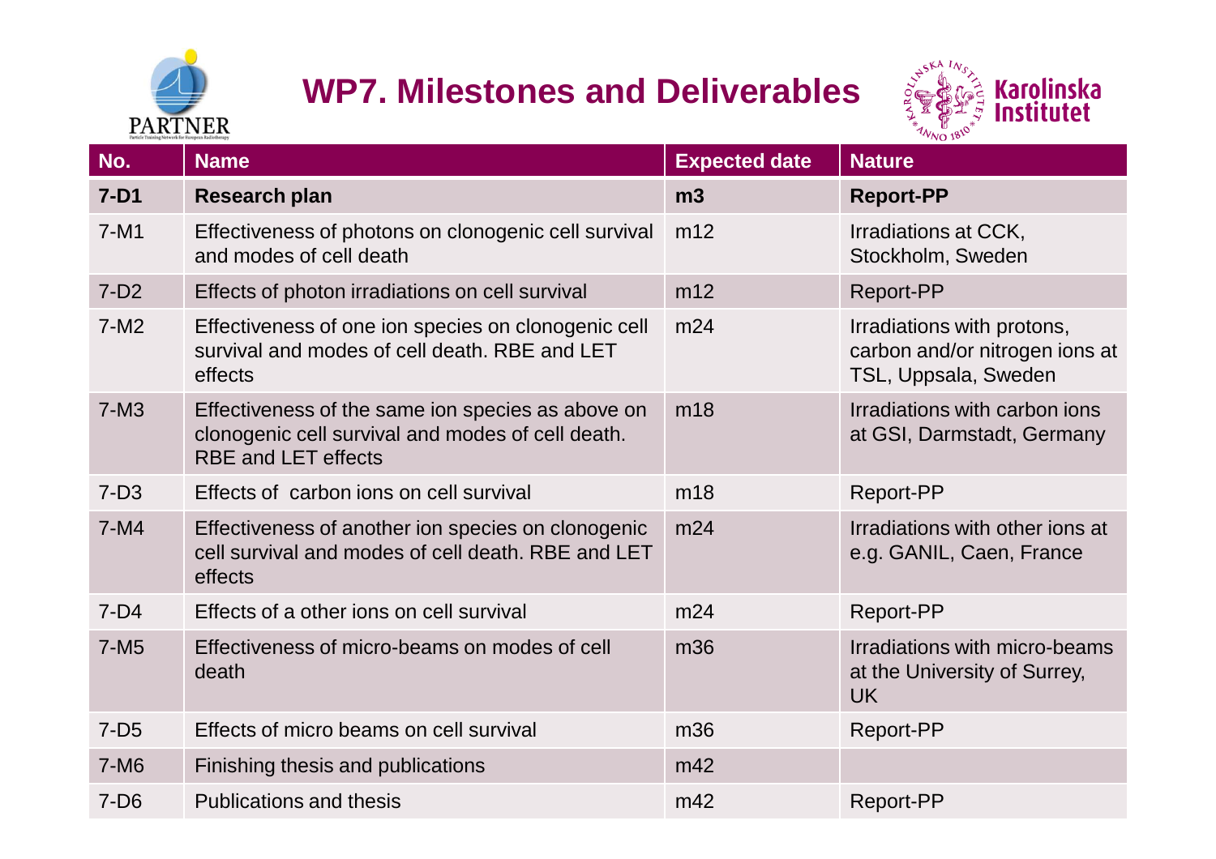# WP7. Milestones and Deliverables

| No. | Name | Expected date | Nature |
|---|---|---|---|
| **7-D1** | **Research plan** | **m3** | **Report-PP** |
| 7-M1 | Effectiveness of photons on clonogenic cell survival and modes of cell death | m12 | Irradiations at CCK, Stockholm, Sweden |
| 7-D2 | Effects of photon irradiations on cell survival | m12 | Report-PP |
| 7-M2 | Effectiveness of one ion species on clonogenic cell survival and modes of cell death. RBE and LET effects | m24 | Irradiations with protons, carbon and/or nitrogen ions at TSL, Uppsala, Sweden |
| 7-M3 | Effectiveness of the same ion species as above on clonogenic cell survival and modes of cell death. RBE and LET effects | m18 | Irradiations with carbon ions at GSI, Darmstadt, Germany |
| 7-D3 | Effects of carbon ions on cell survival | m18 | Report-PP |
| 7-M4 | Effectiveness of another ion species on clonogenic cell survival and modes of cell death. RBE and LET effects | m24 | Irradiations with other ions at e.g. GANIL, Caen, France |
| 7-D4 | Effects of a other ions on cell survival | m24 | Report-PP |
| 7-M5 | Effectiveness of micro-beams on modes of cell death | m36 | Irradiations with micro-beams at the University of Surrey, UK |
| 7-D5 | Effects of micro beams on cell survival | m36 | Report-PP |
| 7-M6 | Finishing thesis and publications | m42 | |
| 7-D6 | Publications and thesis | m42 | Report-PP |